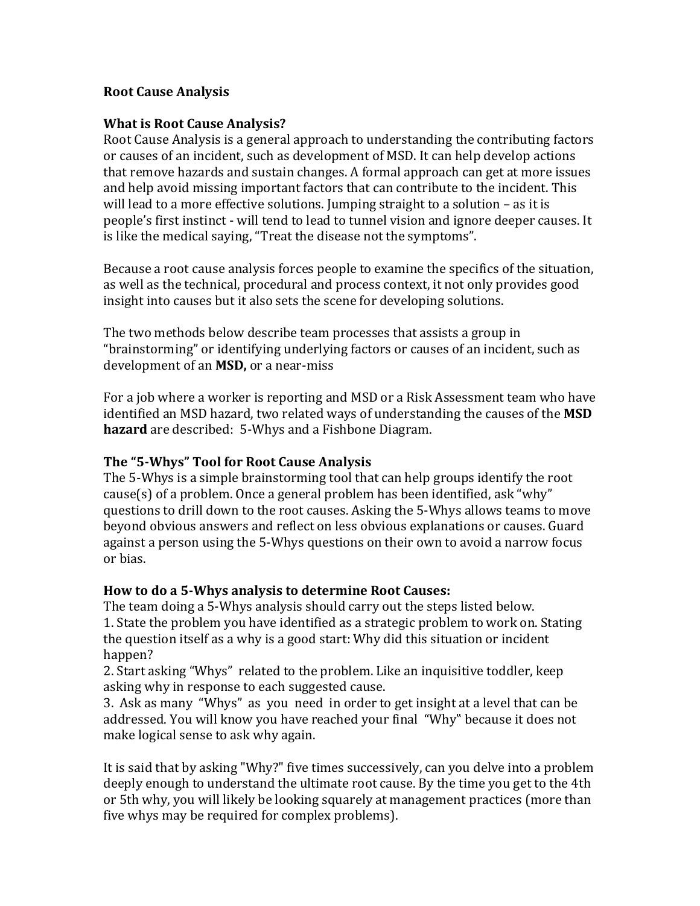**Root Cause Analysis**

**What is Root Cause Analysis?**

Root Cause Analysis is a general approach to understanding the contributing factors or causes of an incident, such as development of MSD. It can help develop actions that remove hazards and sustain changes. A formal approach can get at more issues and help avoid missing important factors that can contribute to the incident. This will lead to a more effective solutions. Jumping straight to a solution – as it is people's first instinct - will tend to lead to tunnel vision and ignore deeper causes. It is like the medical saying, "Treat the disease not the symptoms".

Because a root cause analysis forces people to examine the specifics of the situation, as well as the technical, procedural and process context, it not only provides good insight into causes but it also sets the scene for developing solutions.

The two methods below describe team processes that assists a group in "brainstorming" or identifying underlying factors or causes of an incident, such as development of an **MSD,** or a near-miss

For a job where a worker is reporting and MSD or a Risk Assessment team who have identified an MSD hazard, two related ways of understanding the causes of the **MSD hazard** are described: 5-Whys and a Fishbone Diagram.

**The "5-Whys" Tool for Root Cause Analysis**

The 5-Whys is a simple brainstorming tool that can help groups identify the root cause(s) of a problem. Once a general problem has been identified, ask "why" questions to drill down to the root causes. Asking the 5-Whys allows teams to move beyond obvious answers and reflect on less obvious explanations or causes. Guard against a person using the 5-Whys questions on their own to avoid a narrow focus or bias.

**How to do a 5-Whys analysis to determine Root Causes:**

The team doing a 5-Whys analysis should carry out the steps listed below.

1. State the problem you have identified as a strategic problem to work on. Stating the question itself as a why is a good start: Why did this situation or incident happen?
2. Start asking "Whys" related to the problem. Like an inquisitive toddler, keep asking why in response to each suggested cause.
3. Ask as many "Whys" as you need in order to get insight at a level that can be addressed. You will know you have reached your final "Why" because it does not make logical sense to ask why again.

It is said that by asking "Why?" five times successively, can you delve into a problem deeply enough to understand the ultimate root cause. By the time you get to the 4th or 5th why, you will likely be looking squarely at management practices (more than five whys may be required for complex problems).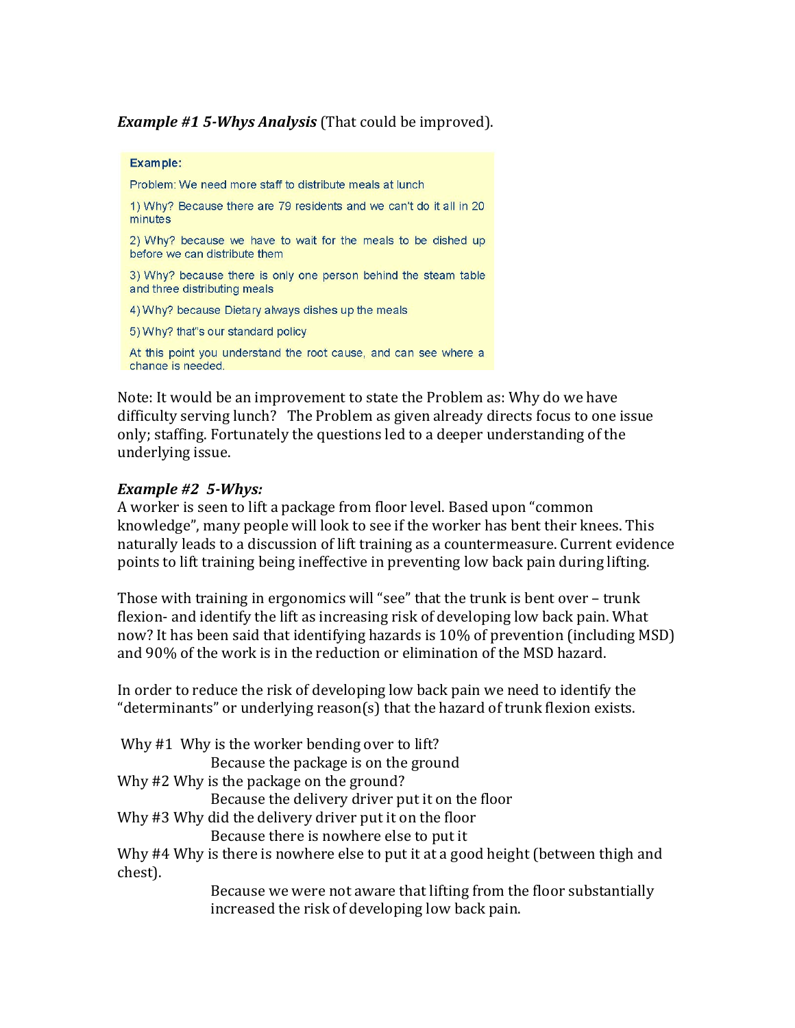***Example #1 5-Whys Analysis*** (That could be improved).

**Example:**

Problem: We need more staff to distribute meals at lunch

1) Why? Because there are 79 residents and we can't do it all in 20 minutes

2) Why? because we have to wait for the meals to be dished up before we can distribute them

3) Why? because there is only one person behind the steam table and three distributing meals

4) Why? because Dietary always dishes up the meals

5) Why? that"s our standard policy

At this point you understand the root cause, and can see where a change is needed.

Note: It would be an improvement to state the Problem as: Why do we have difficulty serving lunch? The Problem as given already directs focus to one issue only; staffing. Fortunately the questions led to a deeper understanding of the underlying issue.

***Example #2 5-Whys:***

A worker is seen to lift a package from floor level. Based upon "common knowledge", many people will look to see if the worker has bent their knees. This naturally leads to a discussion of lift training as a countermeasure. Current evidence points to lift training being ineffective in preventing low back pain during lifting.

Those with training in ergonomics will "see" that the trunk is bent over – trunk flexion- and identify the lift as increasing risk of developing low back pain. What now? It has been said that identifying hazards is 10% of prevention (including MSD) and 90% of the work is in the reduction or elimination of the MSD hazard.

In order to reduce the risk of developing low back pain we need to identify the "determinants" or underlying reason(s) that the hazard of trunk flexion exists.

Why #1 Why is the worker bending over to lift?
Because the package is on the ground

Why #2 Why is the package on the ground?
Because the delivery driver put it on the floor

Why #3 Why did the delivery driver put it on the floor
Because there is nowhere else to put it

Why #4 Why is there is nowhere else to put it at a good height (between thigh and chest).
Because we were not aware that lifting from the floor substantially increased the risk of developing low back pain.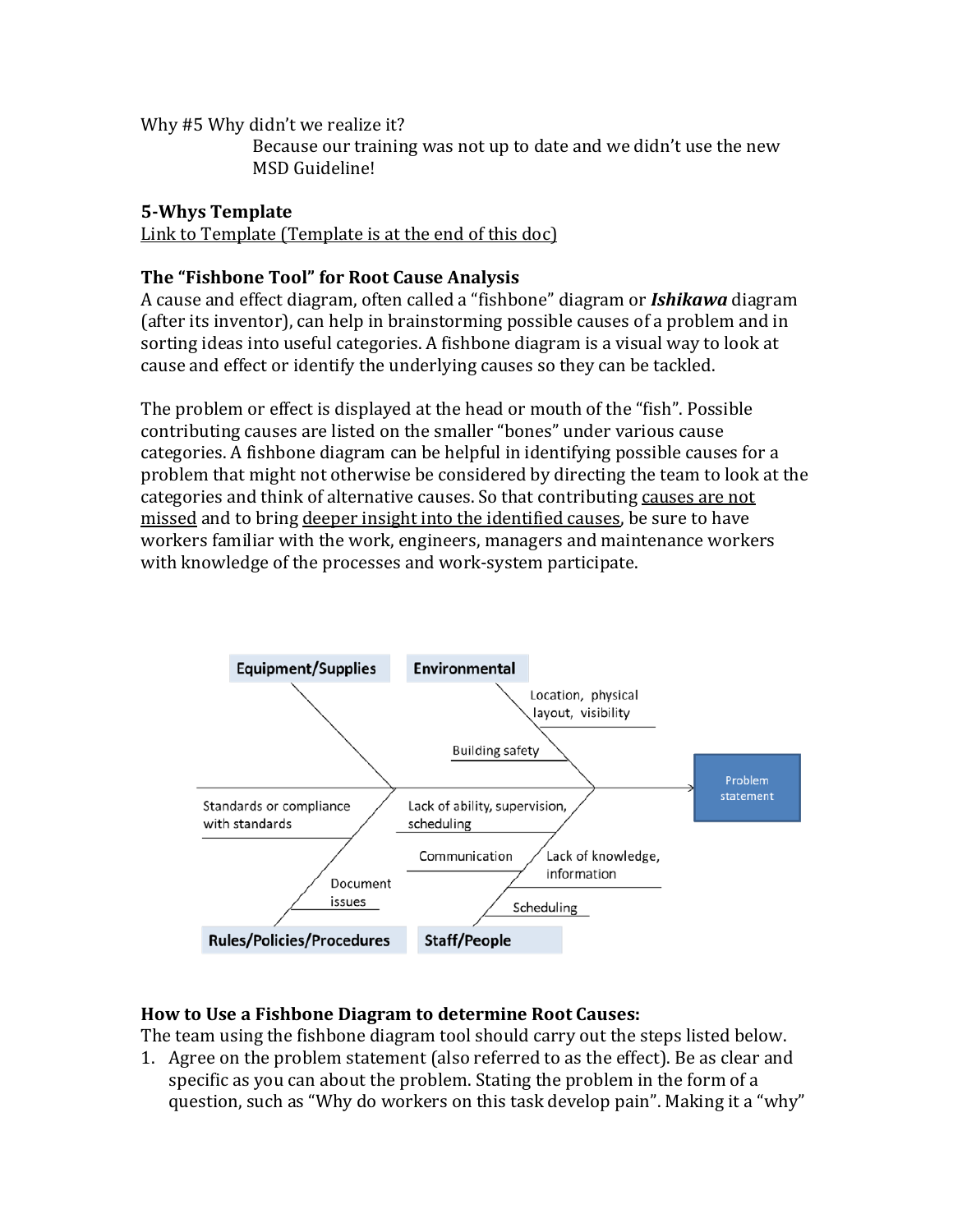Why #5 Why didn't we realize it?

Because our training was not up to date and we didn't use the new MSD Guideline!

**5-Whys Template**

Link to Template (Template is at the end of this doc)

**The "Fishbone Tool" for Root Cause Analysis**

A cause and effect diagram, often called a "fishbone" diagram or ***Ishikawa*** diagram (after its inventor), can help in brainstorming possible causes of a problem and in sorting ideas into useful categories. A fishbone diagram is a visual way to look at cause and effect or identify the underlying causes so they can be tackled.

The problem or effect is displayed at the head or mouth of the "fish". Possible contributing causes are listed on the smaller "bones" under various cause categories. A fishbone diagram can be helpful in identifying possible causes for a problem that might not otherwise be considered by directing the team to look at the categories and think of alternative causes. So that contributing causes are not missed and to bring deeper insight into the identified causes, be sure to have workers familiar with the work, engineers, managers and maintenance workers with knowledge of the processes and work-system participate.

Equipment/Supplies

Environmental
- Location, physical layout, visibility
- Building safety

Rules/Policies/Procedures
- Standards or compliance with standards
- Document issues

Staff/People
- Lack of ability, supervision, scheduling
- Communication
- Lack of knowledge, information
- Scheduling

Problem statement

**How to Use a Fishbone Diagram to determine Root Causes:**

The team using the fishbone diagram tool should carry out the steps listed below.

1. Agree on the problem statement (also referred to as the effect). Be as clear and specific as you can about the problem. Stating the problem in the form of a question, such as "Why do workers on this task develop pain". Making it a "why"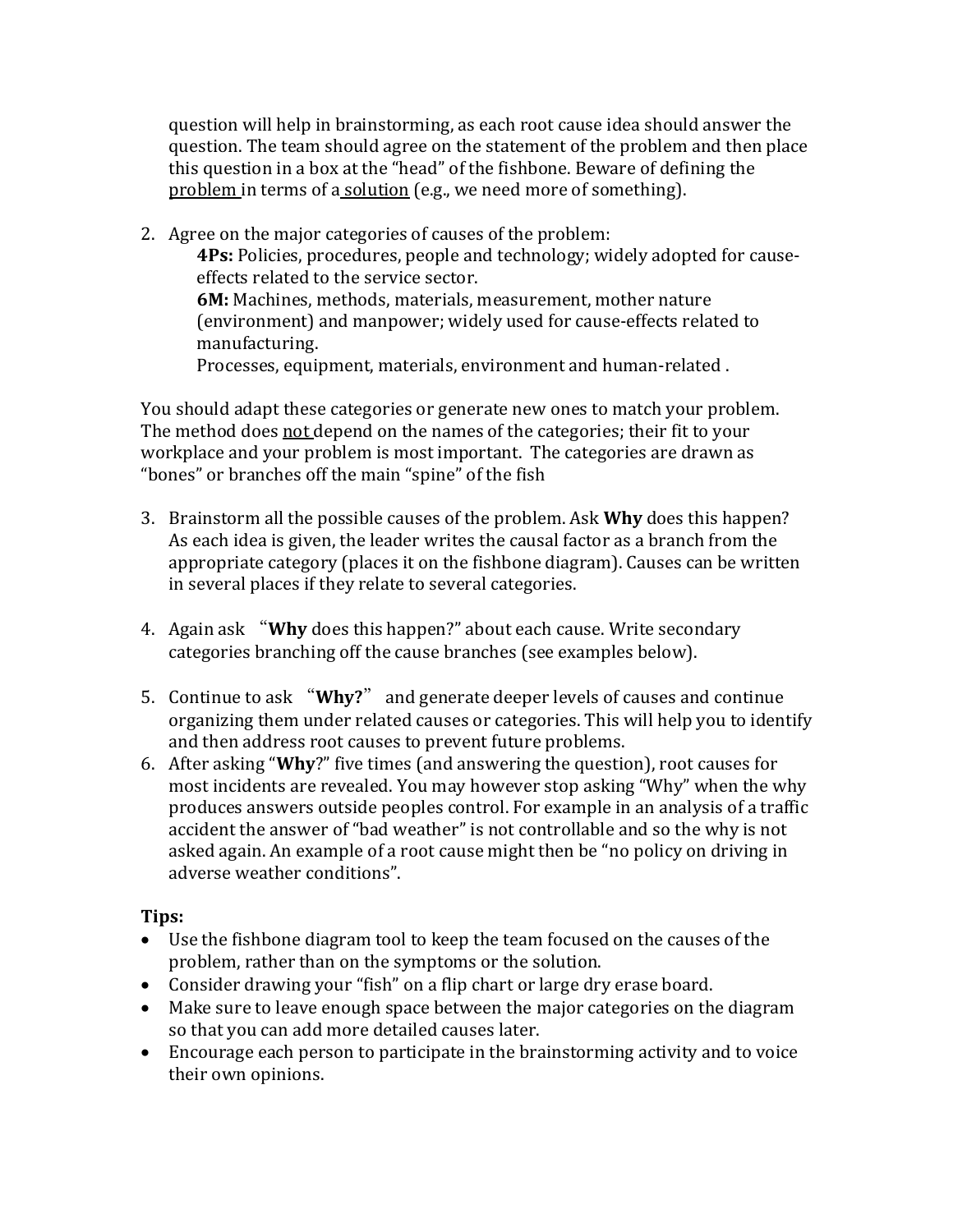question will help in brainstorming, as each root cause idea should answer the question. The team should agree on the statement of the problem and then place this question in a box at the "head" of the fishbone. Beware of defining the <u>problem</u> in terms of a <u>solution</u> (e.g., we need more of something).

2. Agree on the major categories of causes of the problem:
   **4Ps:** Policies, procedures, people and technology; widely adopted for cause-effects related to the service sector.
   **6M:** Machines, methods, materials, measurement, mother nature (environment) and manpower; widely used for cause-effects related to manufacturing.
   Processes, equipment, materials, environment and human-related .

You should adapt these categories or generate new ones to match your problem. The method does <u>not</u> depend on the names of the categories; their fit to your workplace and your problem is most important. The categories are drawn as "bones" or branches off the main "spine" of the fish

3. Brainstorm all the possible causes of the problem. Ask **Why** does this happen? As each idea is given, the leader writes the causal factor as a branch from the appropriate category (places it on the fishbone diagram). Causes can be written in several places if they relate to several categories.

4. Again ask "**Why** does this happen?" about each cause. Write secondary categories branching off the cause branches (see examples below).

5. Continue to ask "**Why?**" and generate deeper levels of causes and continue organizing them under related causes or categories. This will help you to identify and then address root causes to prevent future problems.
6. After asking "**Why**?" five times (and answering the question), root causes for most incidents are revealed. You may however stop asking "Why" when the why produces answers outside peoples control. For example in an analysis of a traffic accident the answer of "bad weather" is not controllable and so the why is not asked again. An example of a root cause might then be "no policy on driving in adverse weather conditions".

**Tips:**

- Use the fishbone diagram tool to keep the team focused on the causes of the problem, rather than on the symptoms or the solution.
- Consider drawing your "fish" on a flip chart or large dry erase board.
- Make sure to leave enough space between the major categories on the diagram so that you can add more detailed causes later.
- Encourage each person to participate in the brainstorming activity and to voice their own opinions.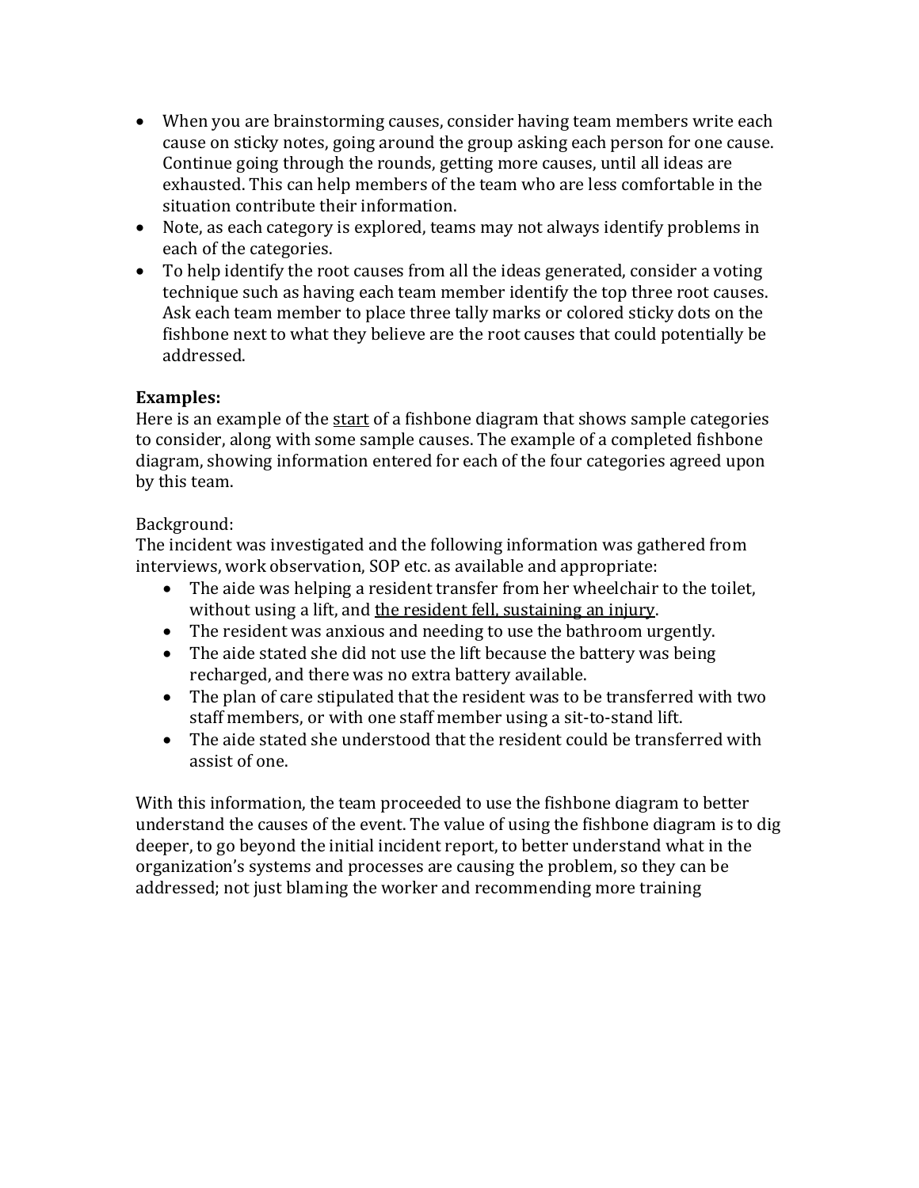- When you are brainstorming causes, consider having team members write each cause on sticky notes, going around the group asking each person for one cause. Continue going through the rounds, getting more causes, until all ideas are exhausted. This can help members of the team who are less comfortable in the situation contribute their information.
- Note, as each category is explored, teams may not always identify problems in each of the categories.
- To help identify the root causes from all the ideas generated, consider a voting technique such as having each team member identify the top three root causes. Ask each team member to place three tally marks or colored sticky dots on the fishbone next to what they believe are the root causes that could potentially be addressed.

**Examples:**

Here is an example of the <u>start</u> of a fishbone diagram that shows sample categories to consider, along with some sample causes. The example of a completed fishbone diagram, showing information entered for each of the four categories agreed upon by this team.

Background:

The incident was investigated and the following information was gathered from interviews, work observation, SOP etc. as available and appropriate:

- The aide was helping a resident transfer from her wheelchair to the toilet, without using a lift, and <u>the resident fell, sustaining an injury</u>.
- The resident was anxious and needing to use the bathroom urgently.
- The aide stated she did not use the lift because the battery was being recharged, and there was no extra battery available.
- The plan of care stipulated that the resident was to be transferred with two staff members, or with one staff member using a sit-to-stand lift.
- The aide stated she understood that the resident could be transferred with assist of one.

With this information, the team proceeded to use the fishbone diagram to better understand the causes of the event. The value of using the fishbone diagram is to dig deeper, to go beyond the initial incident report, to better understand what in the organization's systems and processes are causing the problem, so they can be addressed; not just blaming the worker and recommending more training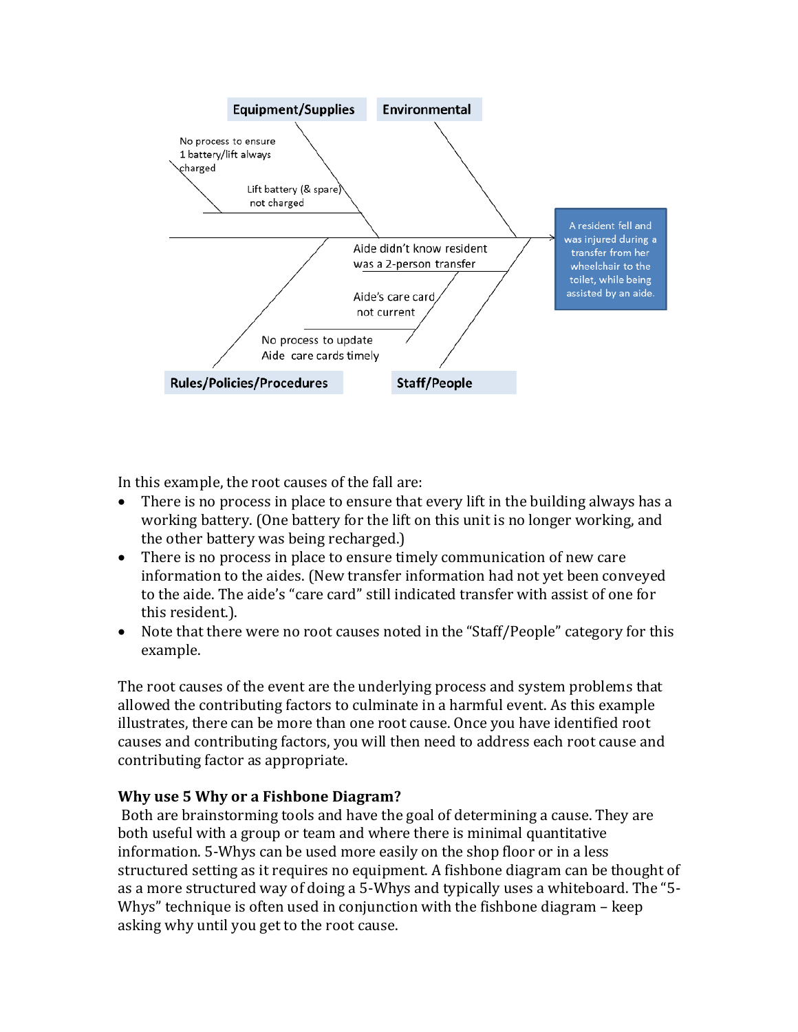Equipment/Supplies

Environmental

No process to ensure 1 battery/lift always charged

Lift battery (& spare) not charged

Aide didn't know resident was a 2-person transfer

Aide's care card not current

No process to update Aide care cards timely

Rules/Policies/Procedures

Staff/People

A resident fell and was injured during a transfer from her wheelchair to the toilet, while being assisted by an aide.

In this example, the root causes of the fall are:

- There is no process in place to ensure that every lift in the building always has a working battery. (One battery for the lift on this unit is no longer working, and the other battery was being recharged.)
- There is no process in place to ensure timely communication of new care information to the aides. (New transfer information had not yet been conveyed to the aide. The aide's "care card" still indicated transfer with assist of one for this resident.).
- Note that there were no root causes noted in the "Staff/People" category for this example.

The root causes of the event are the underlying process and system problems that allowed the contributing factors to culminate in a harmful event. As this example illustrates, there can be more than one root cause. Once you have identified root causes and contributing factors, you will then need to address each root cause and contributing factor as appropriate.

**Why use 5 Why or a Fishbone Diagram?**

Both are brainstorming tools and have the goal of determining a cause. They are both useful with a group or team and where there is minimal quantitative information. 5-Whys can be used more easily on the shop floor or in a less structured setting as it requires no equipment. A fishbone diagram can be thought of as a more structured way of doing a 5-Whys and typically uses a whiteboard. The "5-Whys" technique is often used in conjunction with the fishbone diagram – keep asking why until you get to the root cause.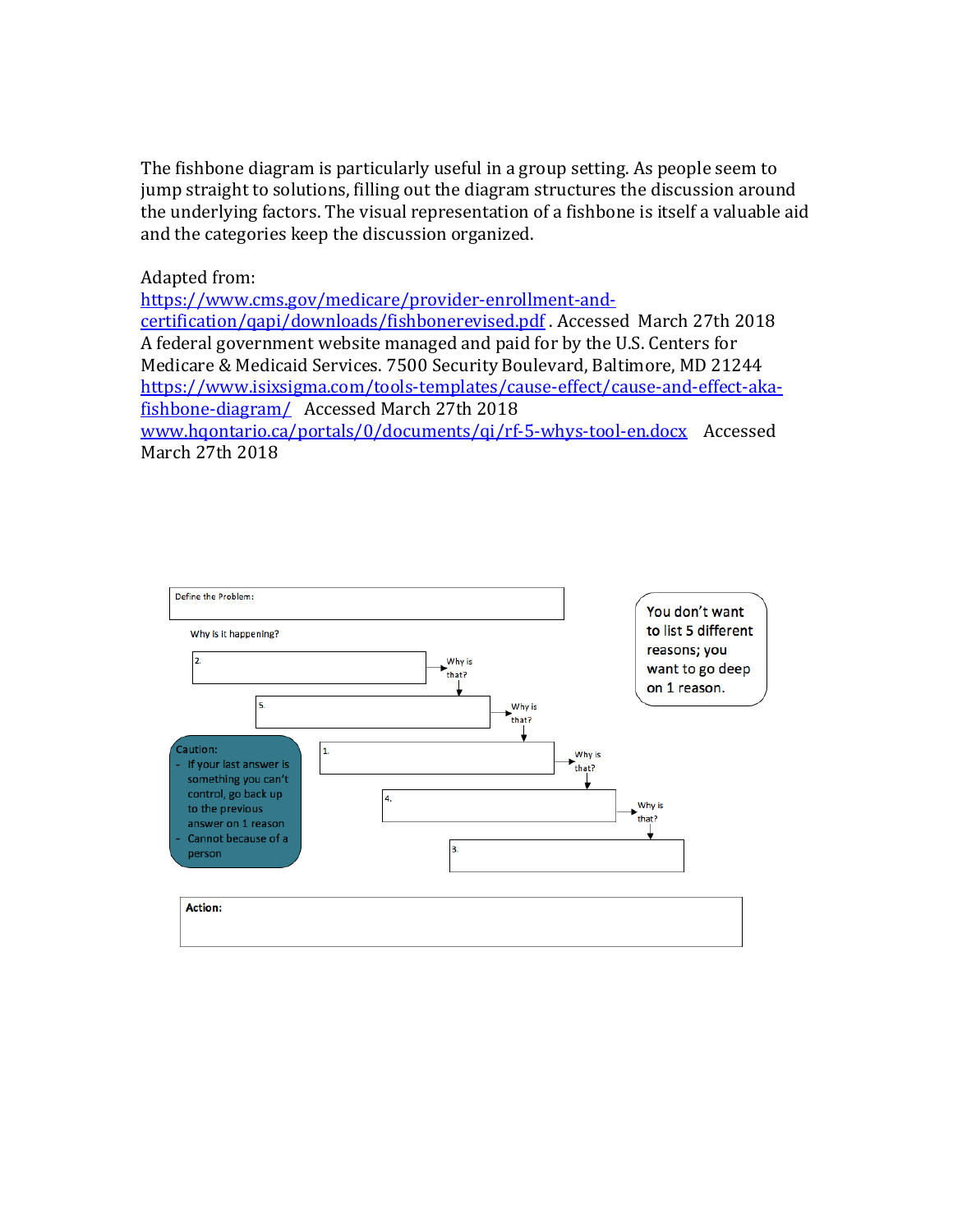The fishbone diagram is particularly useful in a group setting. As people seem to jump straight to solutions, filling out the diagram structures the discussion around the underlying factors. The visual representation of a fishbone is itself a valuable aid and the categories keep the discussion organized.

Adapted from:
https://www.cms.gov/medicare/provider-enrollment-and-certification/qapi/downloads/fishbonerevised.pdf . Accessed March 27th 2018
A federal government website managed and paid for by the U.S. Centers for Medicare & Medicaid Services. 7500 Security Boulevard, Baltimore, MD 21244
https://www.isixsigma.com/tools-templates/cause-effect/cause-and-effect-aka-fishbone-diagram/ Accessed March 27th 2018
www.hqontario.ca/portals/0/documents/qi/rf-5-whys-tool-en.docx Accessed March 27th 2018

Define the Problem:

You don't want to list 5 different reasons; you want to go deep on 1 reason.

Why is it happening?

2.

Why is that?

5.

Why is that?

1.

Why is that?

4.

Why is that?

3.

Caution:
- If your last answer is something you can't control, go back up to the previous answer on 1 reason
- Cannot because of a person

**Action:**